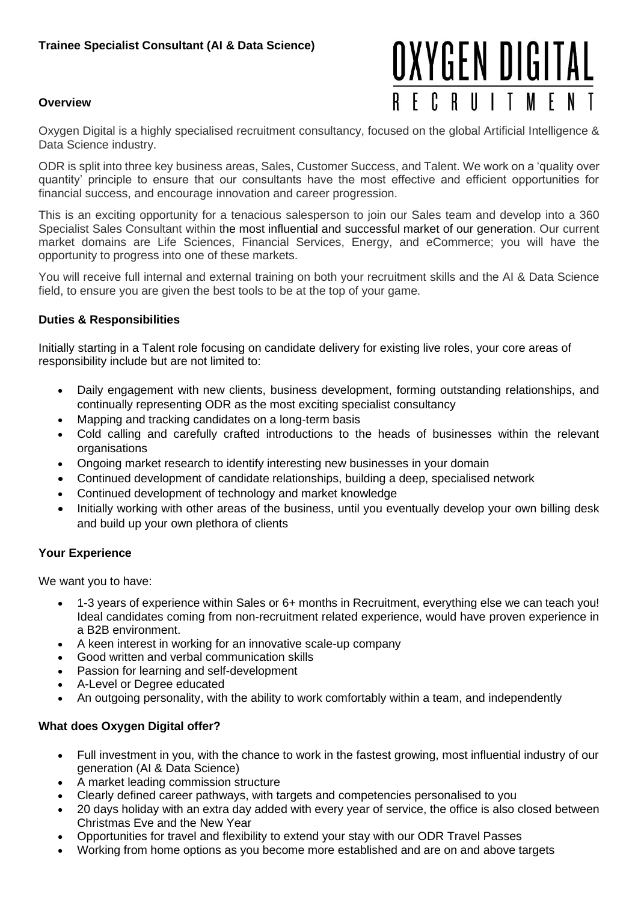# Trainee Specialist Consultant (AI & Data Science)

OXYGEN DIGITAL
RECRUITMENT

## Overview

Oxygen Digital is a highly specialised recruitment consultancy, focused on the global Artificial Intelligence & Data Science industry.

ODR is split into three key business areas, Sales, Customer Success, and Talent. We work on a 'quality over quantity' principle to ensure that our consultants have the most effective and efficient opportunities for financial success, and encourage innovation and career progression.

This is an exciting opportunity for a tenacious salesperson to join our Sales team and develop into a 360 Specialist Sales Consultant within the most influential and successful market of our generation. Our current market domains are Life Sciences, Financial Services, Energy, and eCommerce; you will have the opportunity to progress into one of these markets.

You will receive full internal and external training on both your recruitment skills and the AI & Data Science field, to ensure you are given the best tools to be at the top of your game.

## Duties & Responsibilities

Initially starting in a Talent role focusing on candidate delivery for existing live roles, your core areas of responsibility include but are not limited to:

- Daily engagement with new clients, business development, forming outstanding relationships, and continually representing ODR as the most exciting specialist consultancy
- Mapping and tracking candidates on a long-term basis
- Cold calling and carefully crafted introductions to the heads of businesses within the relevant organisations
- Ongoing market research to identify interesting new businesses in your domain
- Continued development of candidate relationships, building a deep, specialised network
- Continued development of technology and market knowledge
- Initially working with other areas of the business, until you eventually develop your own billing desk and build up your own plethora of clients

## Your Experience

We want you to have:

- 1-3 years of experience within Sales or 6+ months in Recruitment, everything else we can teach you! Ideal candidates coming from non-recruitment related experience, would have proven experience in a B2B environment.
- A keen interest in working for an innovative scale-up company
- Good written and verbal communication skills
- Passion for learning and self-development
- A-Level or Degree educated
- An outgoing personality, with the ability to work comfortably within a team, and independently

## What does Oxygen Digital offer?

- Full investment in you, with the chance to work in the fastest growing, most influential industry of our generation (AI & Data Science)
- A market leading commission structure
- Clearly defined career pathways, with targets and competencies personalised to you
- 20 days holiday with an extra day added with every year of service, the office is also closed between Christmas Eve and the New Year
- Opportunities for travel and flexibility to extend your stay with our ODR Travel Passes
- Working from home options as you become more established and are on and above targets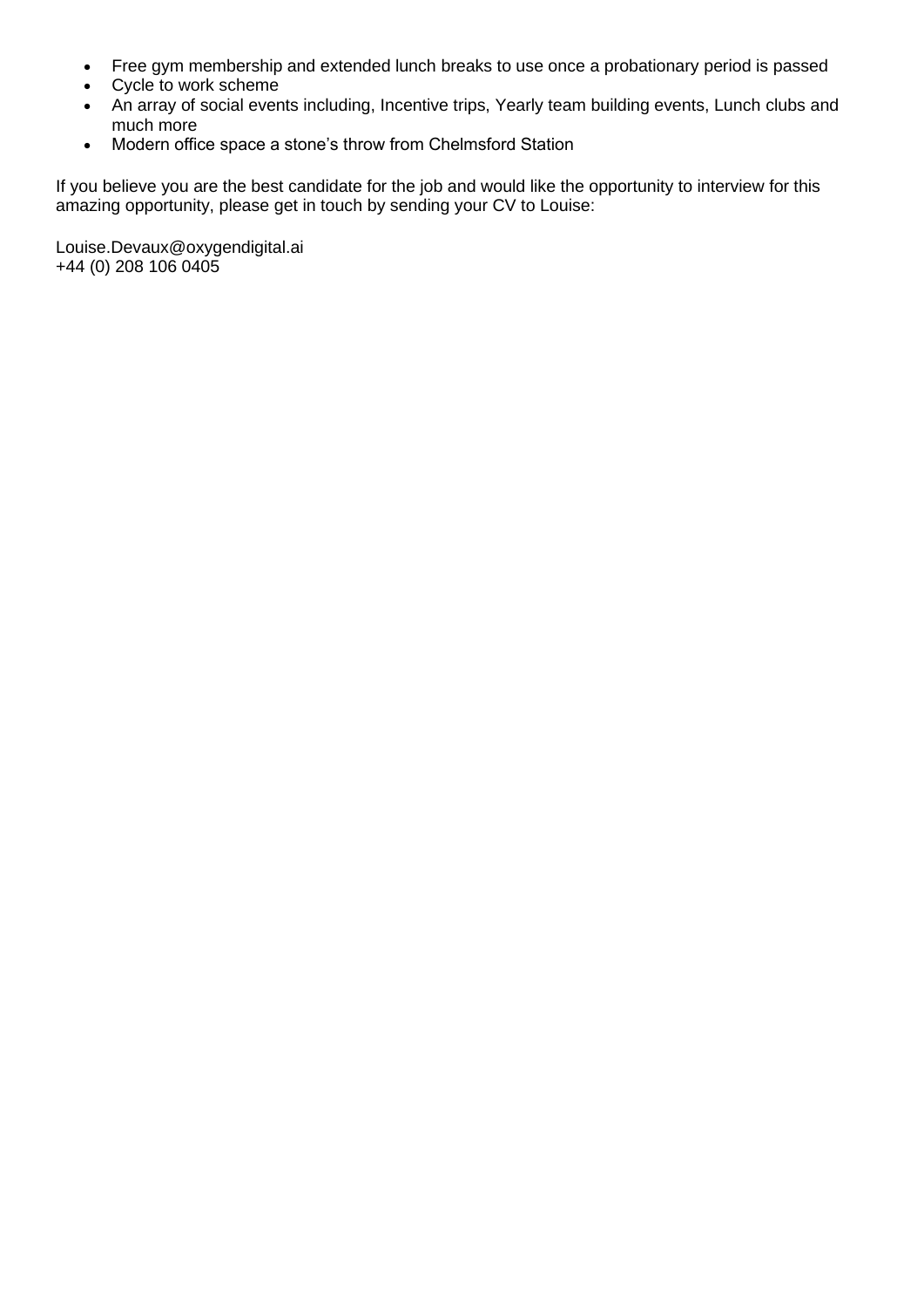- Free gym membership and extended lunch breaks to use once a probationary period is passed
- Cycle to work scheme
- An array of social events including, Incentive trips, Yearly team building events, Lunch clubs and much more
- Modern office space a stone's throw from Chelmsford Station

If you believe you are the best candidate for the job and would like the opportunity to interview for this amazing opportunity, please get in touch by sending your CV to Louise:

Louise.Devaux@oxygendigital.ai
+44 (0) 208 106 0405